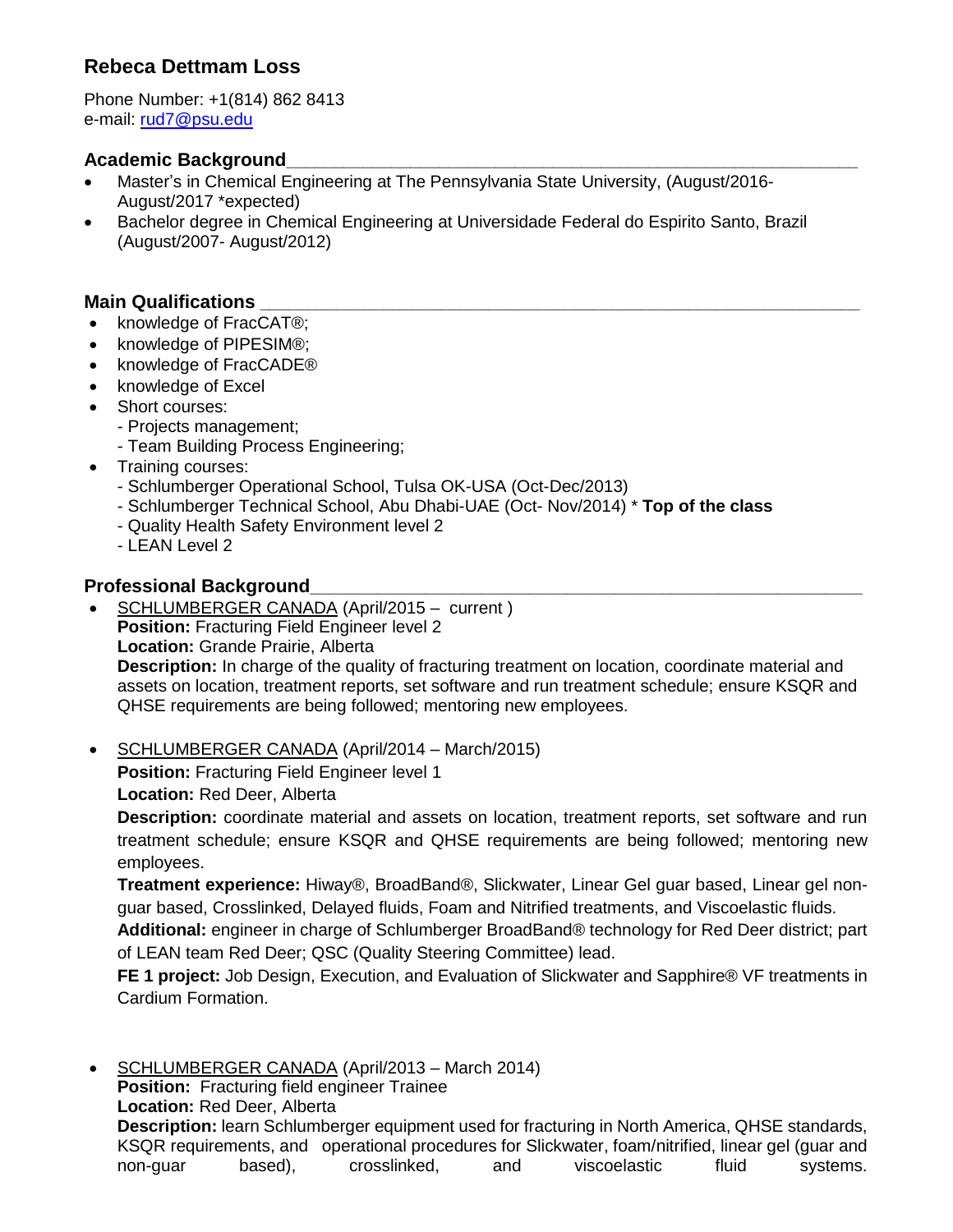# Rebeca Dettmam Loss

Phone Number: +1(814) 862 8413
e-mail: rud7@psu.edu

## Academic Background

- Master's in Chemical Engineering at The Pennsylvania State University, (August/2016-August/2017 *expected)
- Bachelor degree in Chemical Engineering at Universidade Federal do Espirito Santo, Brazil (August/2007- August/2012)

## Main Qualifications

- knowledge of FracCAT®;
- knowledge of PIPESIM®;
- knowledge of FracCADE®
- knowledge of Excel
- Short courses:
  - Projects management;
  - Team Building Process Engineering;
- Training courses:
  - Schlumberger Operational School, Tulsa OK-USA (Oct-Dec/2013)
  - Schlumberger Technical School, Abu Dhabi-UAE (Oct- Nov/2014) * **Top of the class**
  - Quality Health Safety Environment level 2
  - LEAN Level 2

## Professional Background

- SCHLUMBERGER CANADA (April/2015 – current )
  **Position:** Fracturing Field Engineer level 2
  **Location:** Grande Prairie, Alberta
  **Description:** In charge of the quality of fracturing treatment on location, coordinate material and assets on location, treatment reports, set software and run treatment schedule; ensure KSQR and QHSE requirements are being followed; mentoring new employees.

- SCHLUMBERGER CANADA (April/2014 – March/2015)
  **Position:** Fracturing Field Engineer level 1
  **Location:** Red Deer, Alberta
  **Description:** coordinate material and assets on location, treatment reports, set software and run treatment schedule; ensure KSQR and QHSE requirements are being followed; mentoring new employees.
  **Treatment experience:** Hiway®, BroadBand®, Slickwater, Linear Gel guar based, Linear gel non-guar based, Crosslinked, Delayed fluids, Foam and Nitrified treatments, and Viscoelastic fluids.
  **Additional:** engineer in charge of Schlumberger BroadBand® technology for Red Deer district; part of LEAN team Red Deer; QSC (Quality Steering Committee) lead.
  **FE 1 project:** Job Design, Execution, and Evaluation of Slickwater and Sapphire® VF treatments in Cardium Formation.

- SCHLUMBERGER CANADA (April/2013 – March 2014)
  **Position:** Fracturing field engineer Trainee
  **Location:** Red Deer, Alberta
  **Description:** learn Schlumberger equipment used for fracturing in North America, QHSE standards, KSQR requirements, and operational procedures for Slickwater, foam/nitrified, linear gel (guar and non-guar based), crosslinked, and viscoelastic fluid systems.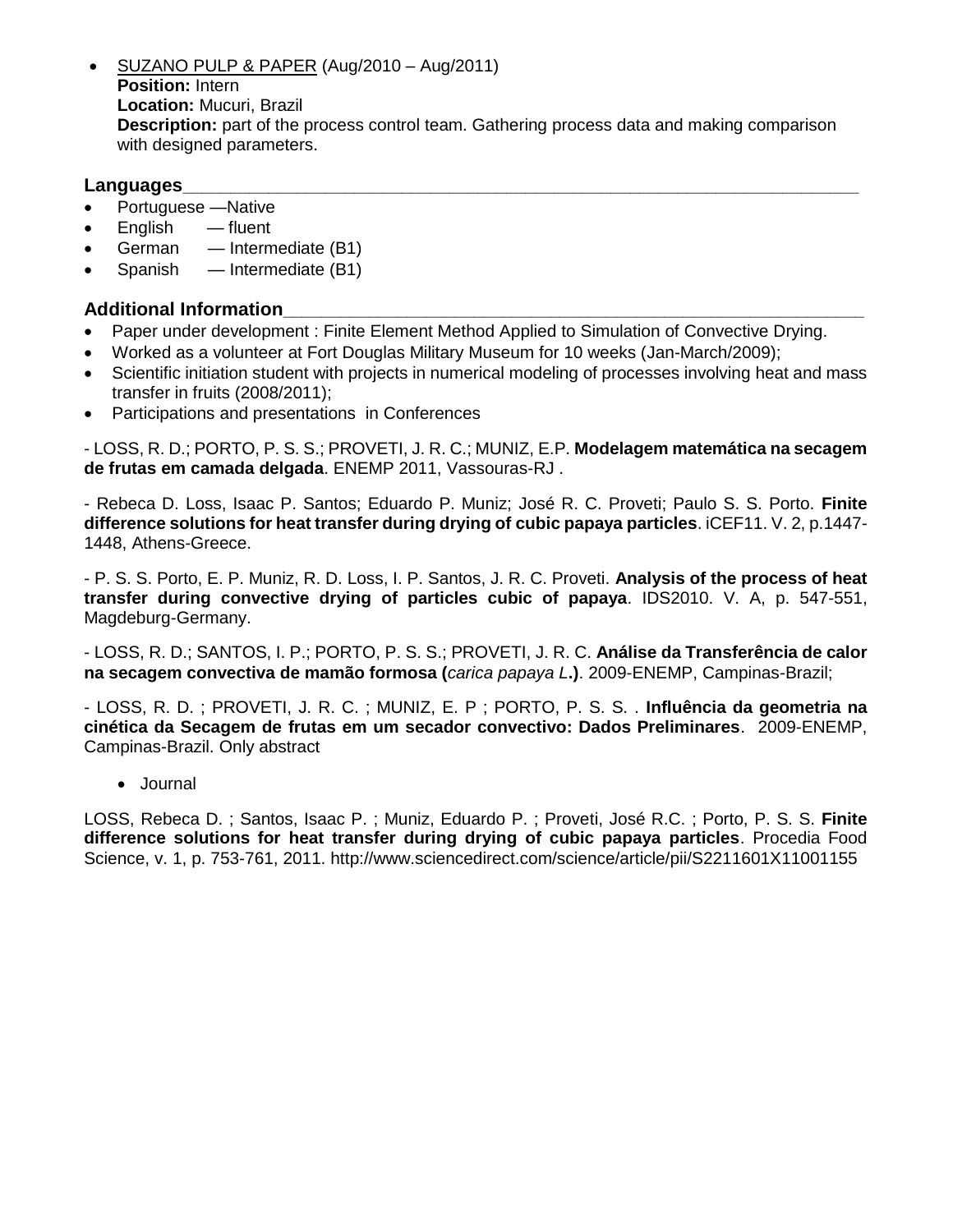- SUZANO PULP & PAPER (Aug/2010 – Aug/2011)
  **Position:** Intern
  **Location:** Mucuri, Brazil
  **Description:** part of the process control team. Gathering process data and making comparison with designed parameters.

## Languages

- Portuguese —Native
- English — fluent
- German — Intermediate (B1)
- Spanish — Intermediate (B1)

## Additional Information

- Paper under development : Finite Element Method Applied to Simulation of Convective Drying.
- Worked as a volunteer at Fort Douglas Military Museum for 10 weeks (Jan-March/2009);
- Scientific initiation student with projects in numerical modeling of processes involving heat and mass transfer in fruits (2008/2011);
- Participations and presentations in Conferences

- LOSS, R. D.; PORTO, P. S. S.; PROVETI, J. R. C.; MUNIZ, E.P. **Modelagem matemática na secagem de frutas em camada delgada**. ENEMP 2011, Vassouras-RJ .

- Rebeca D. Loss, Isaac P. Santos; Eduardo P. Muniz; José R. C. Proveti; Paulo S. S. Porto. **Finite difference solutions for heat transfer during drying of cubic papaya particles**. iCEF11. V. 2, p.1447-1448, Athens-Greece.

- P. S. S. Porto, E. P. Muniz, R. D. Loss, I. P. Santos, J. R. C. Proveti. **Analysis of the process of heat transfer during convective drying of particles cubic of papaya**. IDS2010. V. A, p. 547-551, Magdeburg-Germany.

- LOSS, R. D.; SANTOS, I. P.; PORTO, P. S. S.; PROVETI, J. R. C. **Análise da Transferência de calor na secagem convectiva de mamão formosa (***carica papaya L***.)**. 2009-ENEMP, Campinas-Brazil;

- LOSS, R. D. ; PROVETI, J. R. C. ; MUNIZ, E. P ; PORTO, P. S. S. . **Influência da geometria na cinética da Secagem de frutas em um secador convectivo: Dados Preliminares**. 2009-ENEMP, Campinas-Brazil. Only abstract

- Journal

LOSS, Rebeca D. ; Santos, Isaac P. ; Muniz, Eduardo P. ; Proveti, José R.C. ; Porto, P. S. S. **Finite difference solutions for heat transfer during drying of cubic papaya particles**. Procedia Food Science, v. 1, p. 753-761, 2011. http://www.sciencedirect.com/science/article/pii/S2211601X11001155